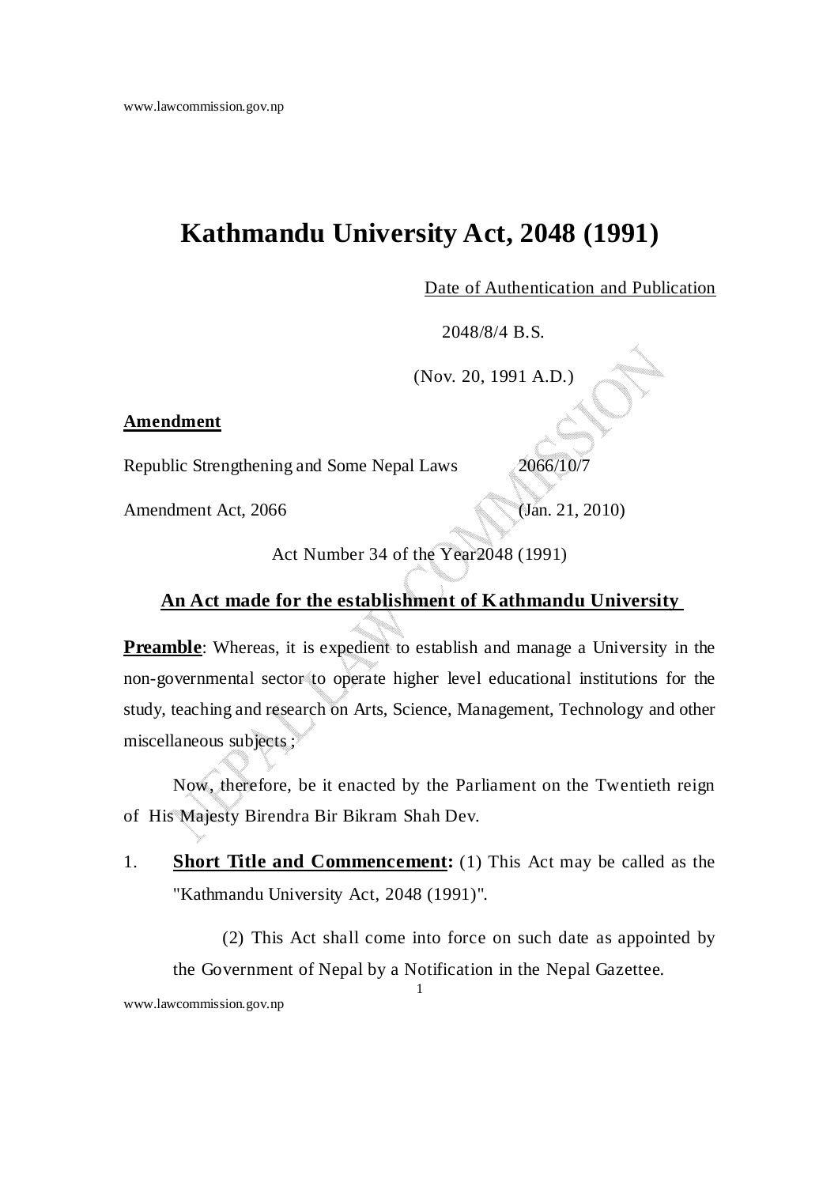# Kathmandu University Act, 2048 (1991)

Date of Authentication and Publication

2048/8/4 B.S.

(Nov. 20, 1991 A.D.)

**Amendment**

Republic Strengthening and Some Nepal Laws Amendment Act, 2066 — 2066/10/7 (Jan. 21, 2010)

Act Number 34 of the Year2048 (1991)

## An Act made for the establishment of Kathmandu University

**Preamble**: Whereas, it is expedient to establish and manage a University in the non-governmental sector to operate higher level educational institutions for the study, teaching and research on Arts, Science, Management, Technology and other miscellaneous subjects ;

Now, therefore, be it enacted by the Parliament on the Twentieth reign of His Majesty Birendra Bir Bikram Shah Dev.

1. **Short Title and Commencement:** (1) This Act may be called as the "Kathmandu University Act, 2048 (1991)".

   (2) This Act shall come into force on such date as appointed by the Government of Nepal by a Notification in the Nepal Gazettee.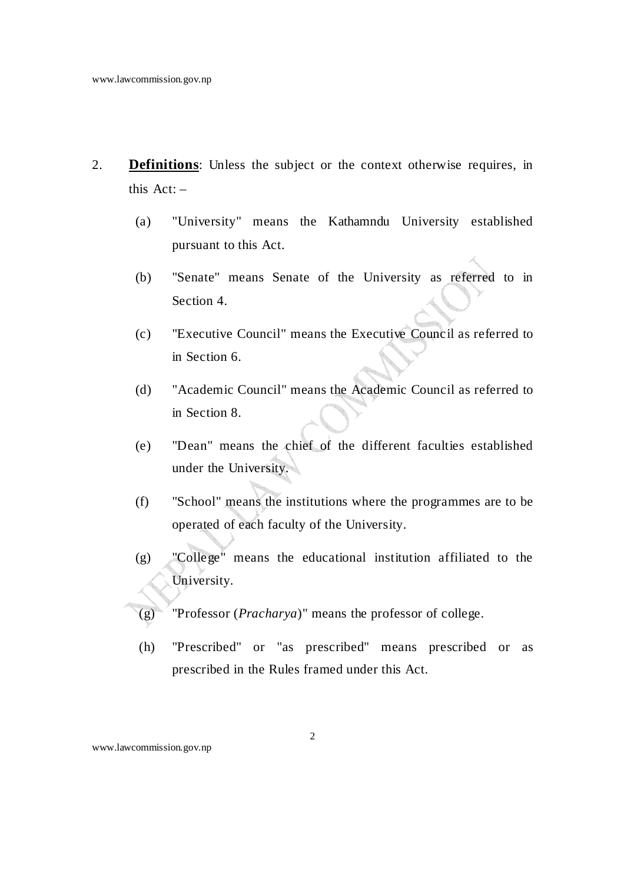2. **Definitions**: Unless the subject or the context otherwise requires, in this Act: –

(a) "University" means the Kathamndu University established pursuant to this Act.

(b) "Senate" means Senate of the University as referred to in Section 4.

(c) "Executive Council" means the Executive Council as referred to in Section 6.

(d) "Academic Council" means the Academic Council as referred to in Section 8.

(e) "Dean" means the chief of the different faculties established under the University.

(f) "School" means the institutions where the programmes are to be operated of each faculty of the University.

(g) "College" means the educational institution affiliated to the University.

(g) "Professor (*Pracharya*)" means the professor of college.

(h) "Prescribed" or "as prescribed" means prescribed or as prescribed in the Rules framed under this Act.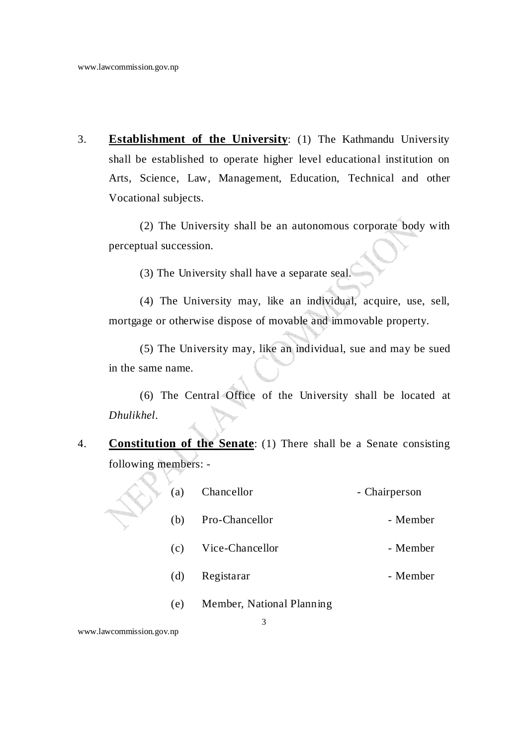3. **<u>Establishment of the University</u>**: (1) The Kathmandu University shall be established to operate higher level educational institution on Arts, Science, Law, Management, Education, Technical and other Vocational subjects.

(2) The University shall be an autonomous corporate body with perceptual succession.

(3) The University shall have a separate seal.

(4) The University may, like an individual, acquire, use, sell, mortgage or otherwise dispose of movable and immovable property.

(5) The University may, like an individual, sue and may be sued in the same name.

(6) The Central Office of the University shall be located at *Dhulikhel*.

4. **<u>Constitution of the Senate</u>**: (1) There shall be a Senate consisting following members: -

(a) Chancellor - Chairperson

(b) Pro-Chancellor - Member

(c) Vice-Chancellor - Member

(d) Registarar - Member

(e) Member, National Planning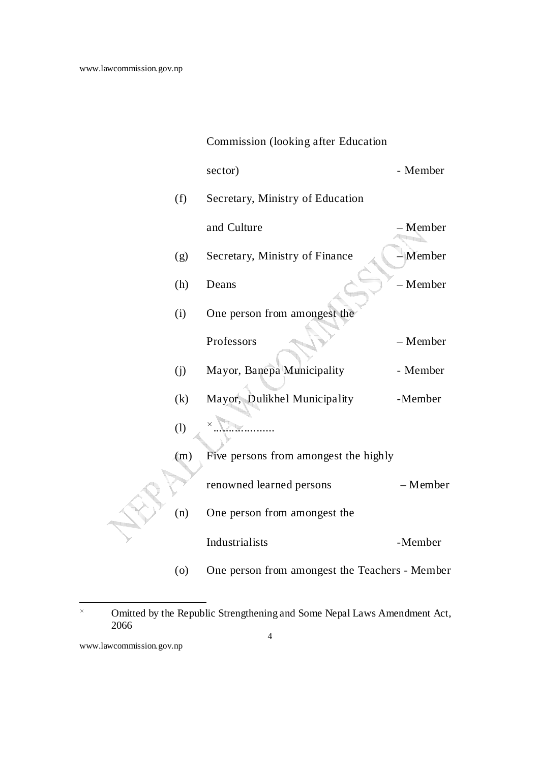Commission (looking after Education sector) - Member

(f) Secretary, Ministry of Education and Culture – Member

(g) Secretary, Ministry of Finance – Member

(h) Deans – Member

(i) One person from amongst the Professors – Member

(j) Mayor, Banepa Municipality - Member

(k) Mayor, Dulikhel Municipality -Member

(l) [×]...................

(m) Five persons from amongst the highly renowned learned persons – Member

(n) One person from amongst the Industrialists -Member

(o) One person from amongst the Teachers - Member

---

[×] Omitted by the Republic Strengthening and Some Nepal Laws Amendment Act, 2066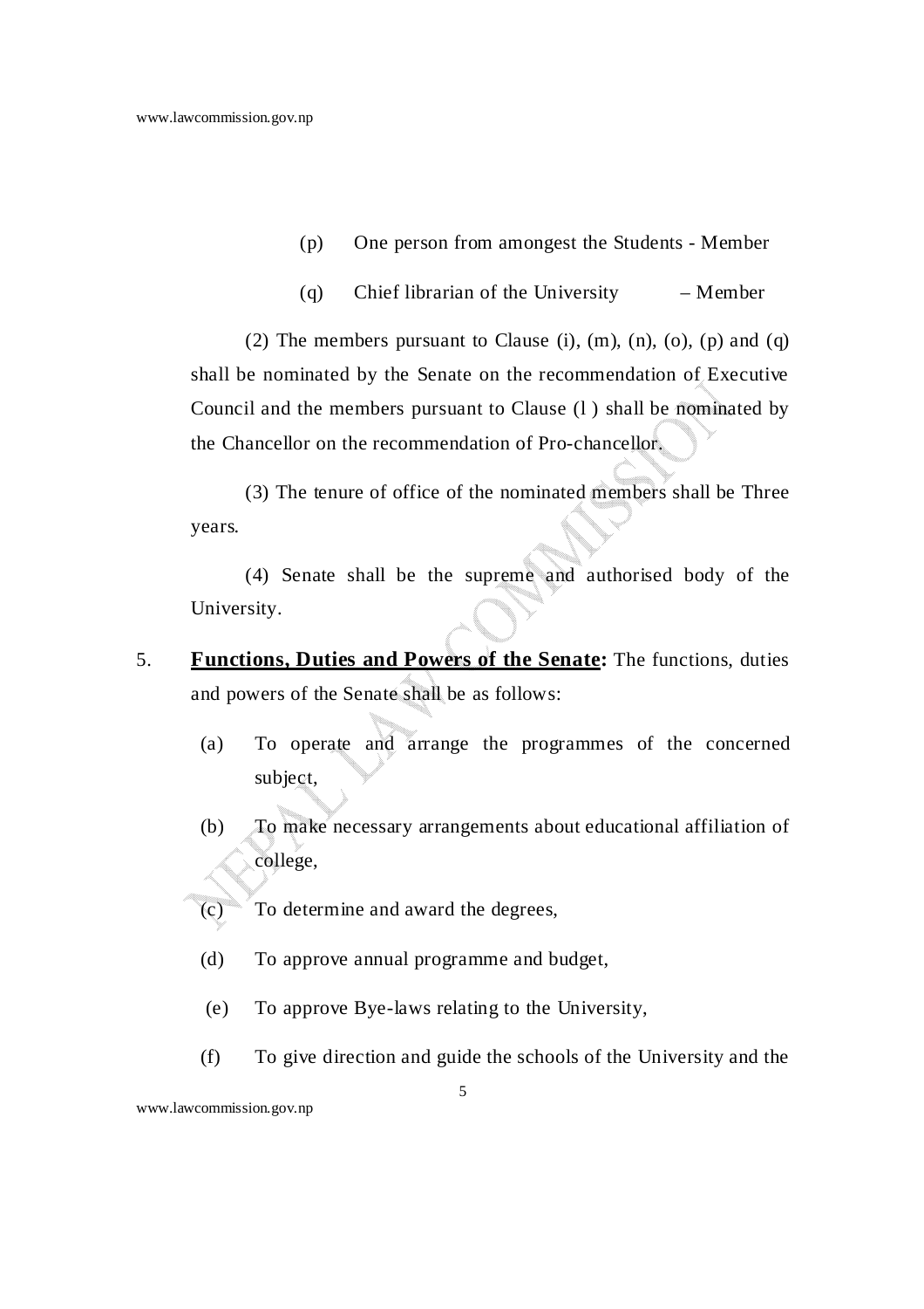(p) One person from amongest the Students - Member

(q) Chief librarian of the University – Member

(2) The members pursuant to Clause (i), (m), (n), (o), (p) and (q) shall be nominated by the Senate on the recommendation of Executive Council and the members pursuant to Clause (l ) shall be nominated by the Chancellor on the recommendation of Pro-chancellor.

(3) The tenure of office of the nominated members shall be Three years.

(4) Senate shall be the supreme and authorised body of the University.

5. **Functions, Duties and Powers of the Senate:** The functions, duties and powers of the Senate shall be as follows:

(a) To operate and arrange the programmes of the concerned subject,

(b) To make necessary arrangements about educational affiliation of college,

(c) To determine and award the degrees,

(d) To approve annual programme and budget,

(e) To approve Bye-laws relating to the University,

(f) To give direction and guide the schools of the University and the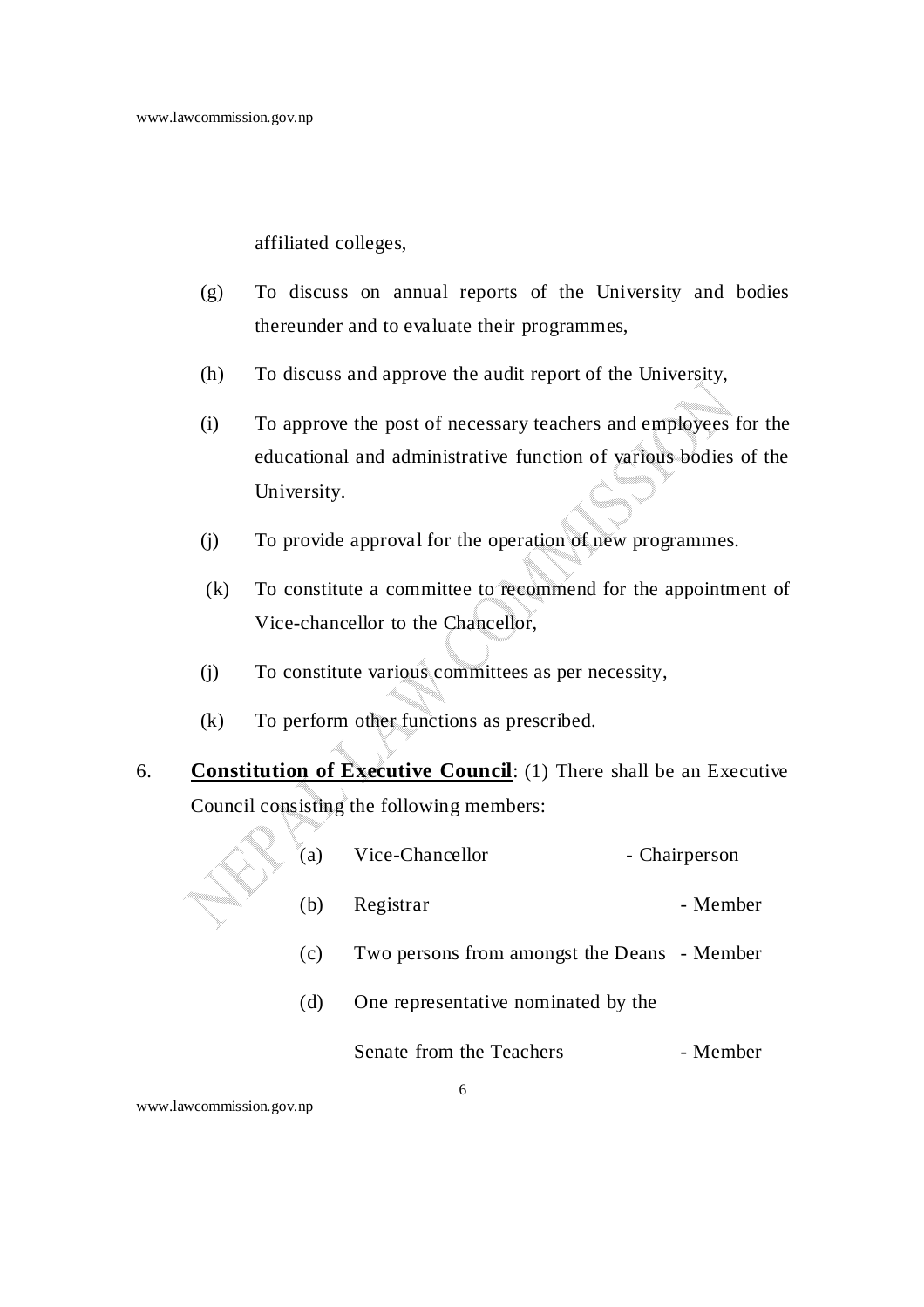affiliated colleges,

(g) To discuss on annual reports of the University and bodies thereunder and to evaluate their programmes,

(h) To discuss and approve the audit report of the University,

(i) To approve the post of necessary teachers and employees for the educational and administrative function of various bodies of the University.

(j) To provide approval for the operation of new programmes.

(k) To constitute a committee to recommend for the appointment of Vice-chancellor to the Chancellor,

(j) To constitute various committees as per necessity,

(k) To perform other functions as prescribed.

6. **Constitution of Executive Council**: (1) There shall be an Executive Council consisting the following members:

(a) Vice-Chancellor - Chairperson

(b) Registrar - Member

(c) Two persons from amongst the Deans - Member

(d) One representative nominated by the Senate from the Teachers - Member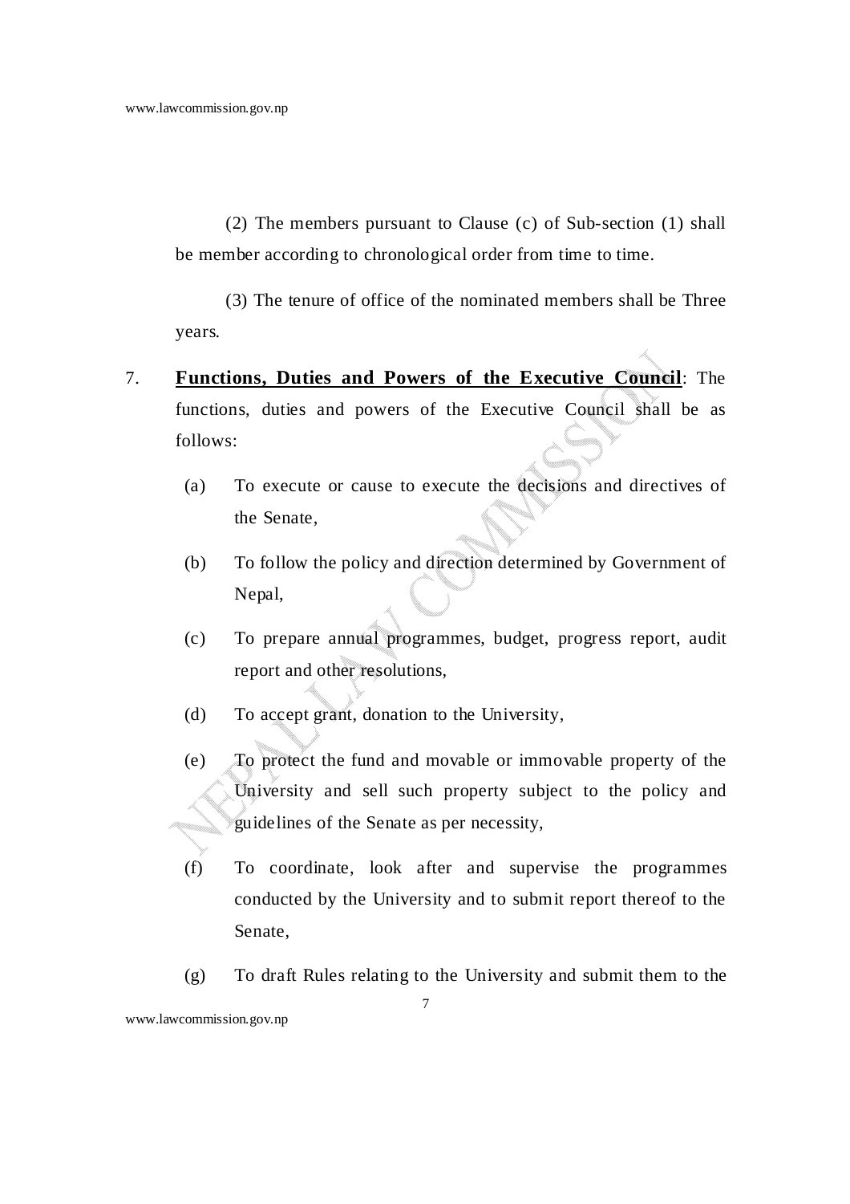(2) The members pursuant to Clause (c) of Sub-section (1) shall be member according to chronological order from time to time.

(3) The tenure of office of the nominated members shall be Three years.

7. **Functions, Duties and Powers of the Executive Council**: The functions, duties and powers of the Executive Council shall be as follows:

(a) To execute or cause to execute the decisions and directives of the Senate,

(b) To follow the policy and direction determined by Government of Nepal,

(c) To prepare annual programmes, budget, progress report, audit report and other resolutions,

(d) To accept grant, donation to the University,

(e) To protect the fund and movable or immovable property of the University and sell such property subject to the policy and guidelines of the Senate as per necessity,

(f) To coordinate, look after and supervise the programmes conducted by the University and to submit report thereof to the Senate,

(g) To draft Rules relating to the University and submit them to the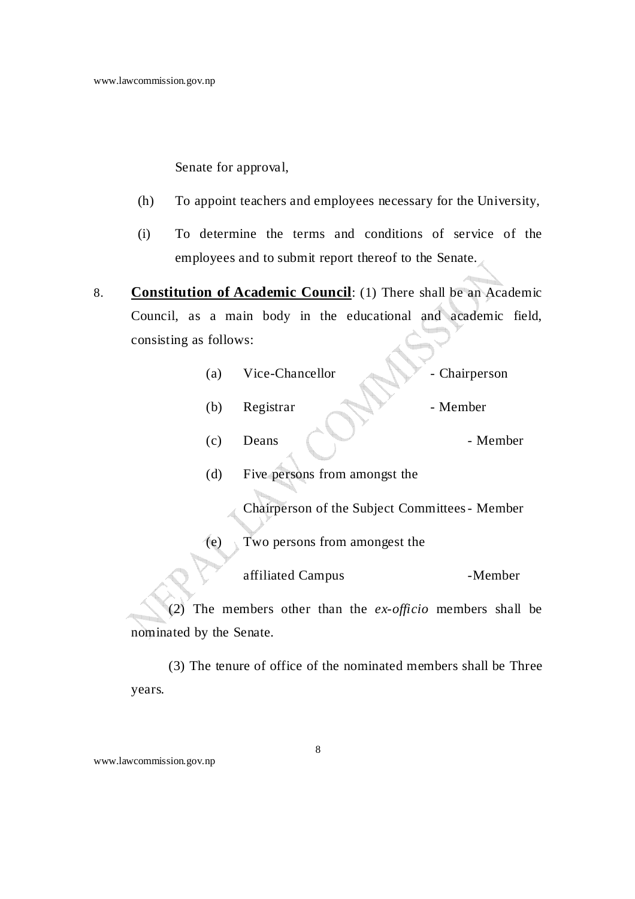Senate for approval,

(h) To appoint teachers and employees necessary for the University,

(i) To determine the terms and conditions of service of the employees and to submit report thereof to the Senate.

8. **Constitution of Academic Council**: (1) There shall be an Academic Council, as a main body in the educational and academic field, consisting as follows:

(a) Vice-Chancellor - Chairperson

(b) Registrar - Member

(c) Deans - Member

(d) Five persons from amongst the Chairperson of the Subject Committees - Member

(e) Two persons from amongest the affiliated Campus -Member

(2) The members other than the *ex-officio* members shall be nominated by the Senate.

(3) The tenure of office of the nominated members shall be Three years.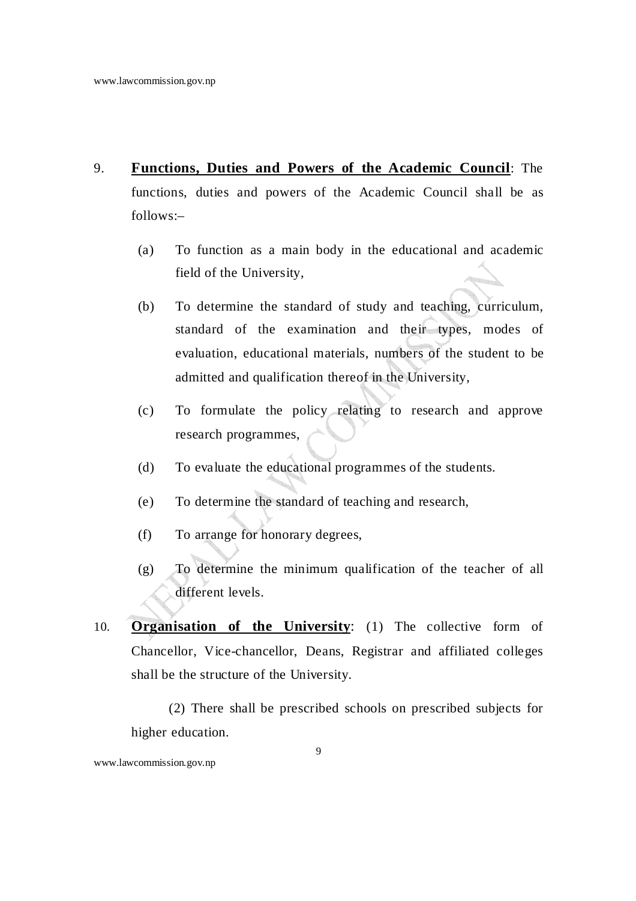9. **Functions, Duties and Powers of the Academic Council**: The functions, duties and powers of the Academic Council shall be as follows:–

   (a) To function as a main body in the educational and academic field of the University,

   (b) To determine the standard of study and teaching, curriculum, standard of the examination and their types, modes of evaluation, educational materials, numbers of the student to be admitted and qualification thereof in the University,

   (c) To formulate the policy relating to research and approve research programmes,

   (d) To evaluate the educational programmes of the students.

   (e) To determine the standard of teaching and research,

   (f) To arrange for honorary degrees,

   (g) To determine the minimum qualification of the teacher of all different levels.

10. **Organisation of the University**: (1) The collective form of Chancellor, Vice-chancellor, Deans, Registrar and affiliated colleges shall be the structure of the University.

    (2) There shall be prescribed schools on prescribed subjects for higher education.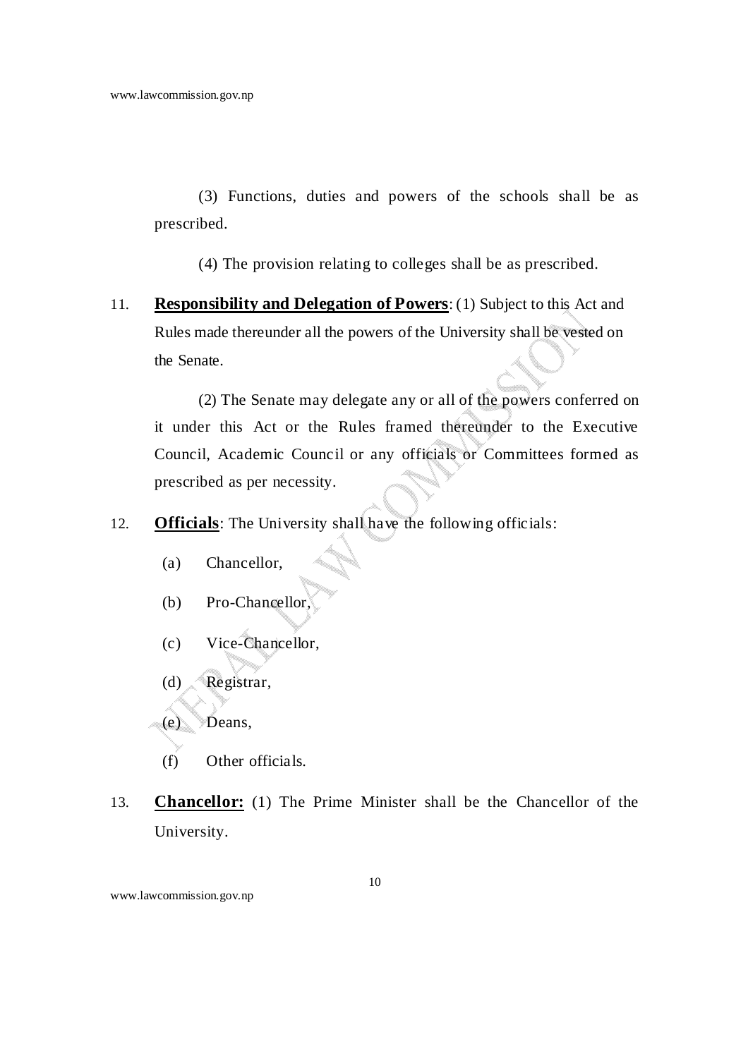(3) Functions, duties and powers of the schools shall be as prescribed.

(4) The provision relating to colleges shall be as prescribed.

11. **Responsibility and Delegation of Powers**: (1) Subject to this Act and Rules made thereunder all the powers of the University shall be vested on the Senate.

(2) The Senate may delegate any or all of the powers conferred on it under this Act or the Rules framed thereunder to the Executive Council, Academic Council or any officials or Committees formed as prescribed as per necessity.

12. **Officials**: The University shall have the following officials:

(a) Chancellor,

(b) Pro-Chancellor,

(c) Vice-Chancellor,

(d) Registrar,

(e) Deans,

(f) Other officials.

13. **Chancellor:** (1) The Prime Minister shall be the Chancellor of the University.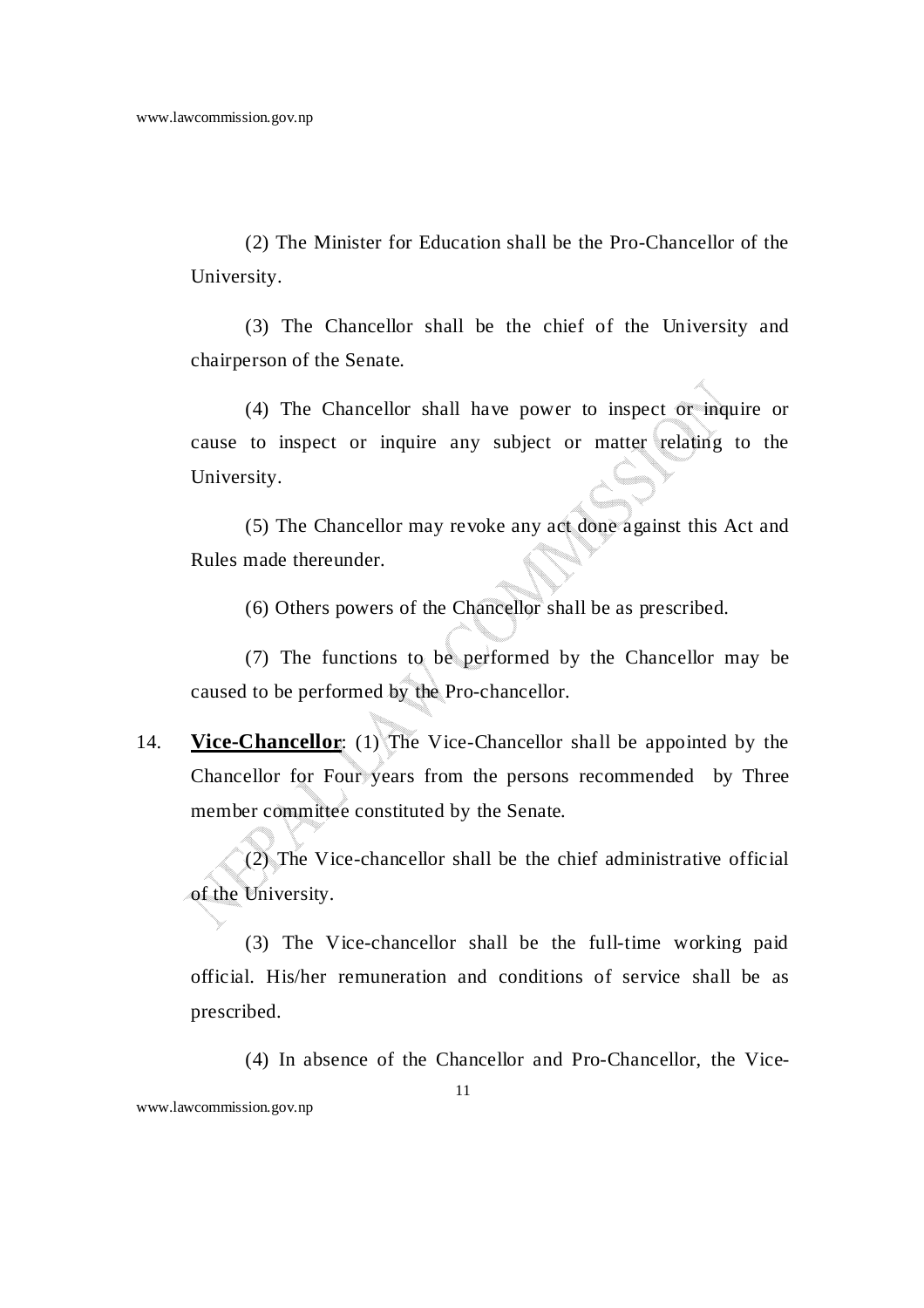(2) The Minister for Education shall be the Pro-Chancellor of the University.

(3) The Chancellor shall be the chief of the University and chairperson of the Senate.

(4) The Chancellor shall have power to inspect or inquire or cause to inspect or inquire any subject or matter relating to the University.

(5) The Chancellor may revoke any act done against this Act and Rules made thereunder.

(6) Others powers of the Chancellor shall be as prescribed.

(7) The functions to be performed by the Chancellor may be caused to be performed by the Pro-chancellor.

14. **Vice-Chancellor**: (1) The Vice-Chancellor shall be appointed by the Chancellor for Four years from the persons recommended by Three member committee constituted by the Senate.

(2) The Vice-chancellor shall be the chief administrative official of the University.

(3) The Vice-chancellor shall be the full-time working paid official. His/her remuneration and conditions of service shall be as prescribed.

(4) In absence of the Chancellor and Pro-Chancellor, the Vice-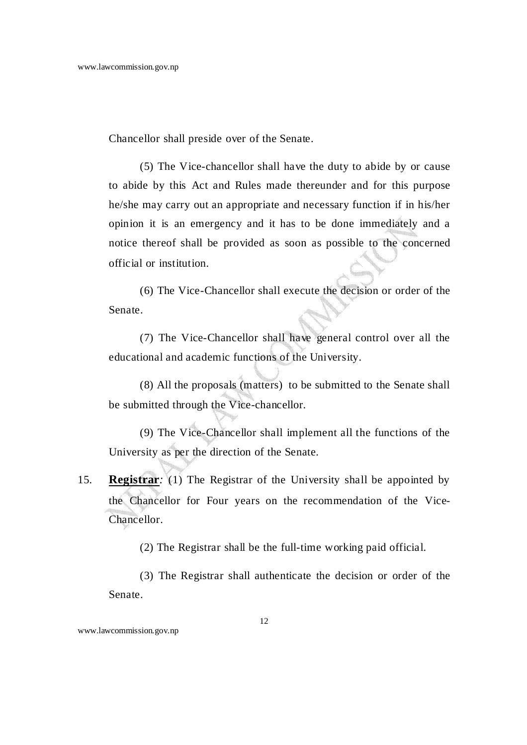Chancellor shall preside over of the Senate.

(5) The Vice-chancellor shall have the duty to abide by or cause to abide by this Act and Rules made thereunder and for this purpose he/she may carry out an appropriate and necessary function if in his/her opinion it is an emergency and it has to be done immediately and a notice thereof shall be provided as soon as possible to the concerned official or institution.

(6) The Vice-Chancellor shall execute the decision or order of the Senate.

(7) The Vice-Chancellor shall have general control over all the educational and academic functions of the University.

(8) All the proposals (matters) to be submitted to the Senate shall be submitted through the Vice-chancellor.

(9) The Vice-Chancellor shall implement all the functions of the University as per the direction of the Senate.

15. **Registrar**: (1) The Registrar of the University shall be appointed by the Chancellor for Four years on the recommendation of the Vice-Chancellor.

(2) The Registrar shall be the full-time working paid official.

(3) The Registrar shall authenticate the decision or order of the Senate.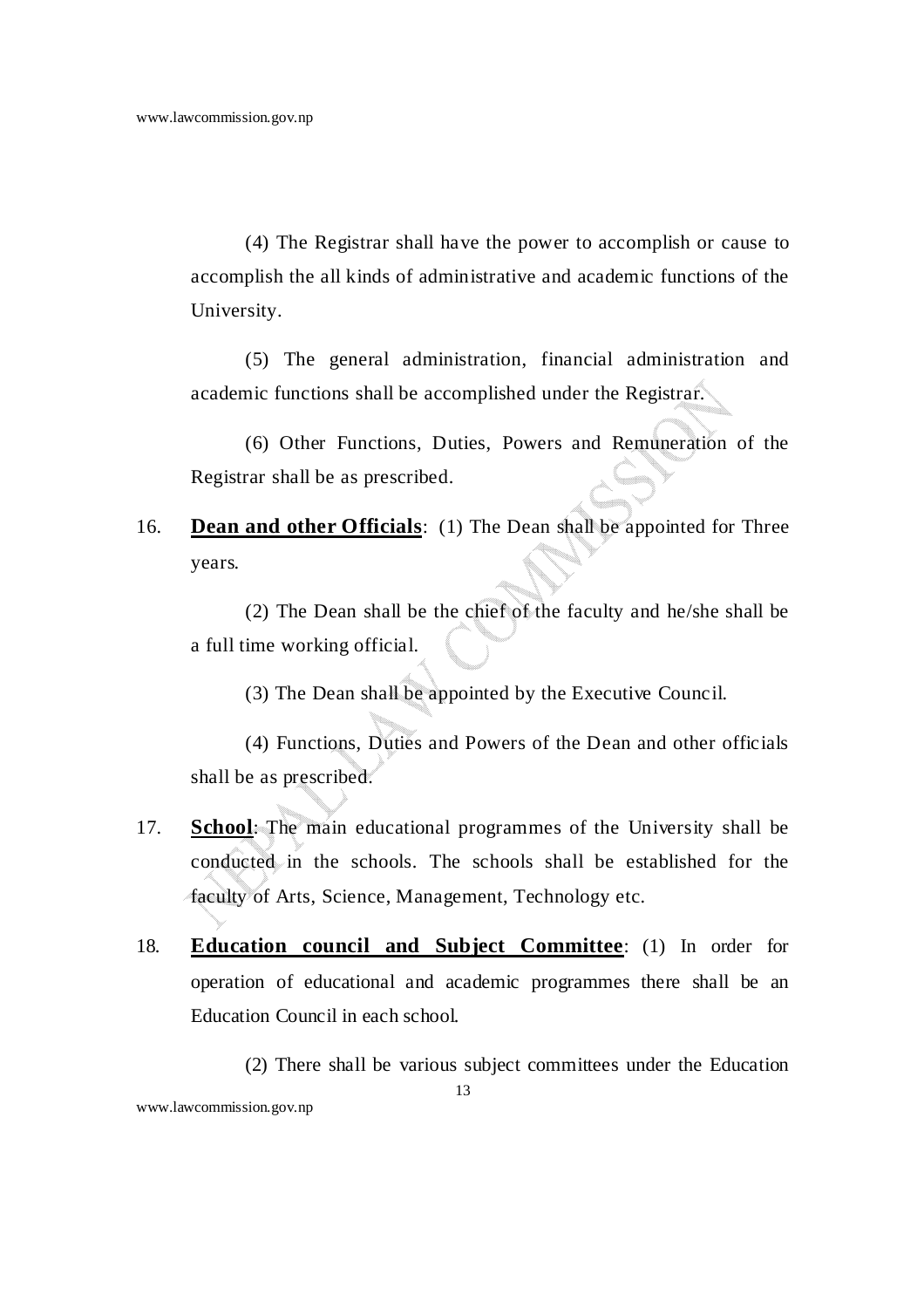(4) The Registrar shall have the power to accomplish or cause to accomplish the all kinds of administrative and academic functions of the University.

(5) The general administration, financial administration and academic functions shall be accomplished under the Registrar.

(6) Other Functions, Duties, Powers and Remuneration of the Registrar shall be as prescribed.

16. **<u>Dean and other Officials</u>**: (1) The Dean shall be appointed for Three years.

(2) The Dean shall be the chief of the faculty and he/she shall be a full time working official.

(3) The Dean shall be appointed by the Executive Council.

(4) Functions, Duties and Powers of the Dean and other officials shall be as prescribed.

17. **<u>School</u>**: The main educational programmes of the University shall be conducted in the schools. The schools shall be established for the faculty of Arts, Science, Management, Technology etc.

18. **<u>Education council and Subject Committee</u>**: (1) In order for operation of educational and academic programmes there shall be an Education Council in each school.

(2) There shall be various subject committees under the Education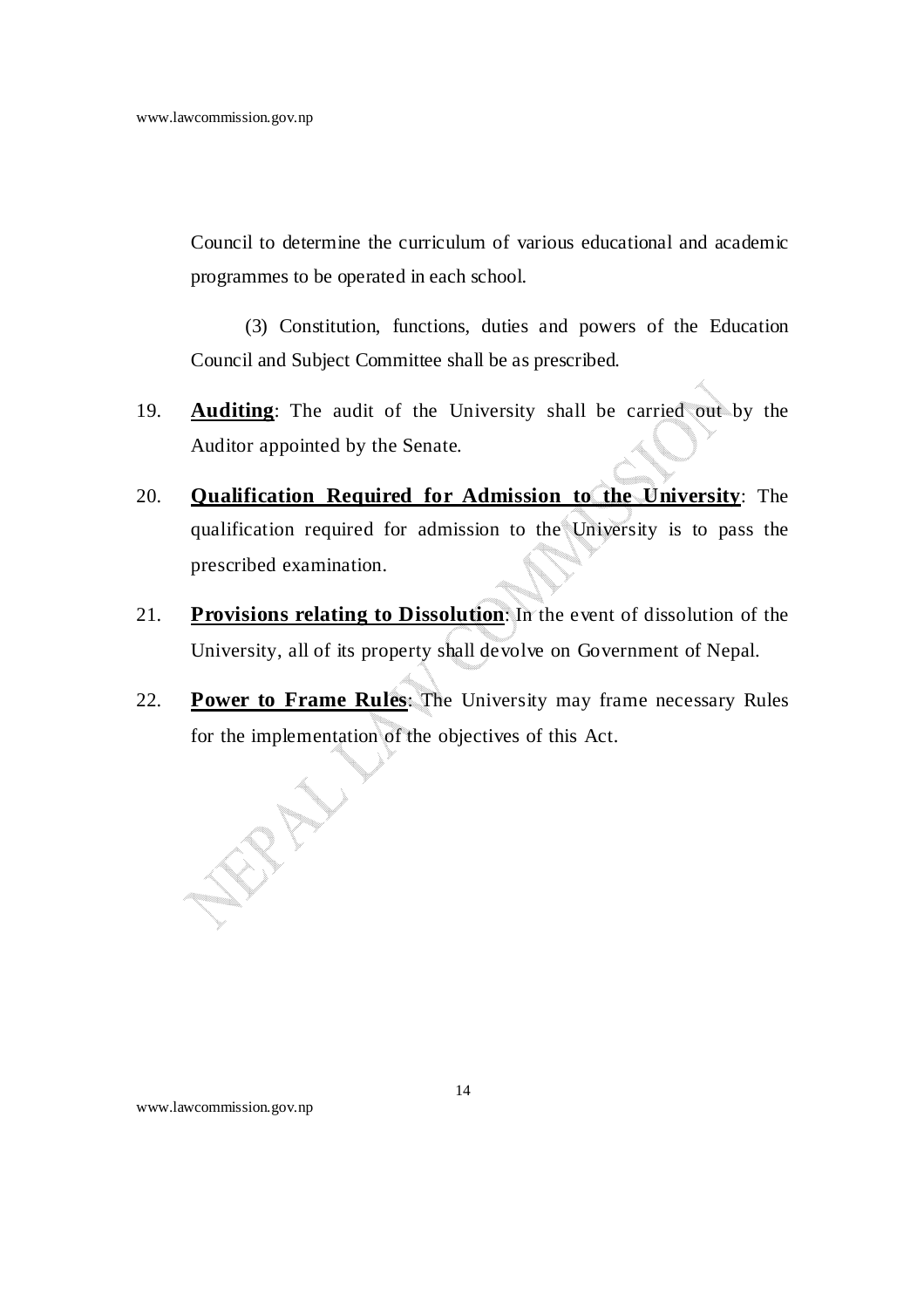Council to determine the curriculum of various educational and academic programmes to be operated in each school.

(3) Constitution, functions, duties and powers of the Education Council and Subject Committee shall be as prescribed.

19. **Auditing**: The audit of the University shall be carried out by the Auditor appointed by the Senate.

20. **Qualification Required for Admission to the University**: The qualification required for admission to the University is to pass the prescribed examination.

21. **Provisions relating to Dissolution**: In the event of dissolution of the University, all of its property shall devolve on Government of Nepal.

22. **Power to Frame Rules**: The University may frame necessary Rules for the implementation of the objectives of this Act.